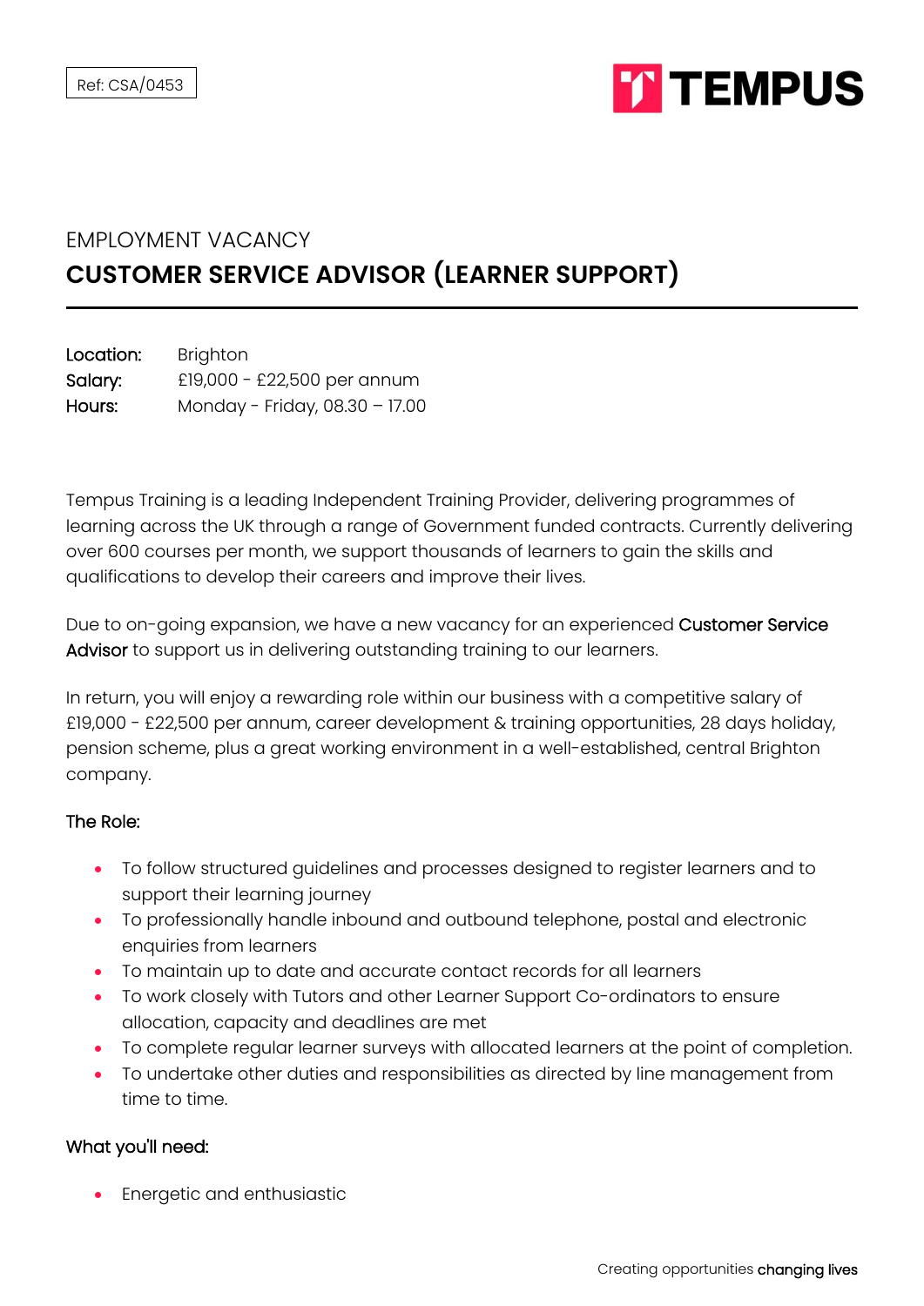Ref: CSA/0453

TEMPUS

EMPLOYMENT VACANCY

# CUSTOMER SERVICE ADVISOR (LEARNER SUPPORT)

**Location:** Brighton
**Salary:** £19,000 - £22,500 per annum
**Hours:** Monday - Friday, 08.30 – 17.00

Tempus Training is a leading Independent Training Provider, delivering programmes of learning across the UK through a range of Government funded contracts. Currently delivering over 600 courses per month, we support thousands of learners to gain the skills and qualifications to develop their careers and improve their lives.

Due to on-going expansion, we have a new vacancy for an experienced **Customer Service Advisor** to support us in delivering outstanding training to our learners.

In return, you will enjoy a rewarding role within our business with a competitive salary of £19,000 - £22,500 per annum, career development & training opportunities, 28 days holiday, pension scheme, plus a great working environment in a well-established, central Brighton company.

**The Role:**

- To follow structured guidelines and processes designed to register learners and to support their learning journey
- To professionally handle inbound and outbound telephone, postal and electronic enquiries from learners
- To maintain up to date and accurate contact records for all learners
- To work closely with Tutors and other Learner Support Co-ordinators to ensure allocation, capacity and deadlines are met
- To complete regular learner surveys with allocated learners at the point of completion.
- To undertake other duties and responsibilities as directed by line management from time to time.

**What you'll need:**

- Energetic and enthusiastic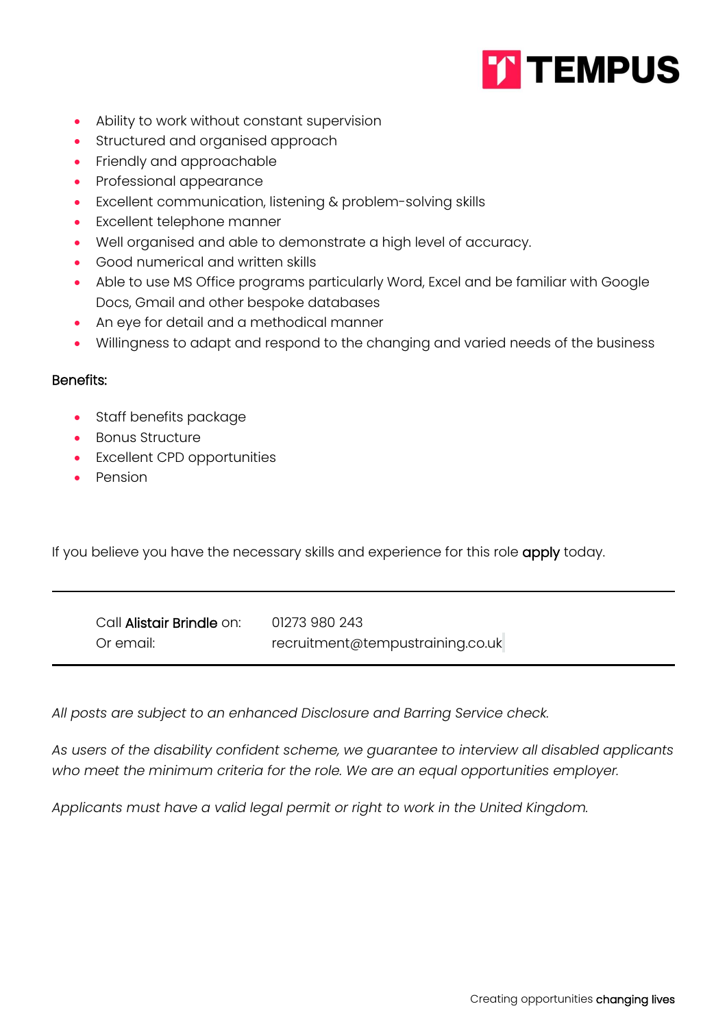- Ability to work without constant supervision
- Structured and organised approach
- Friendly and approachable
- Professional appearance
- Excellent communication, listening & problem-solving skills
- Excellent telephone manner
- Well organised and able to demonstrate a high level of accuracy.
- Good numerical and written skills
- Able to use MS Office programs particularly Word, Excel and be familiar with Google Docs, Gmail and other bespoke databases
- An eye for detail and a methodical manner
- Willingness to adapt and respond to the changing and varied needs of the business

Benefits:

- Staff benefits package
- Bonus Structure
- Excellent CPD opportunities
- Pension

If you believe you have the necessary skills and experience for this role **apply** today.

---

| | |
|---|---|
| Call **Alistair Brindle** on: | 01273 980 243 |
| Or email: | recruitment@tempustraining.co.uk |

---

*All posts are subject to an enhanced Disclosure and Barring Service check.*

*As users of the disability confident scheme, we guarantee to interview all disabled applicants who meet the minimum criteria for the role. We are an equal opportunities employer.*

*Applicants must have a valid legal permit or right to work in the United Kingdom.*